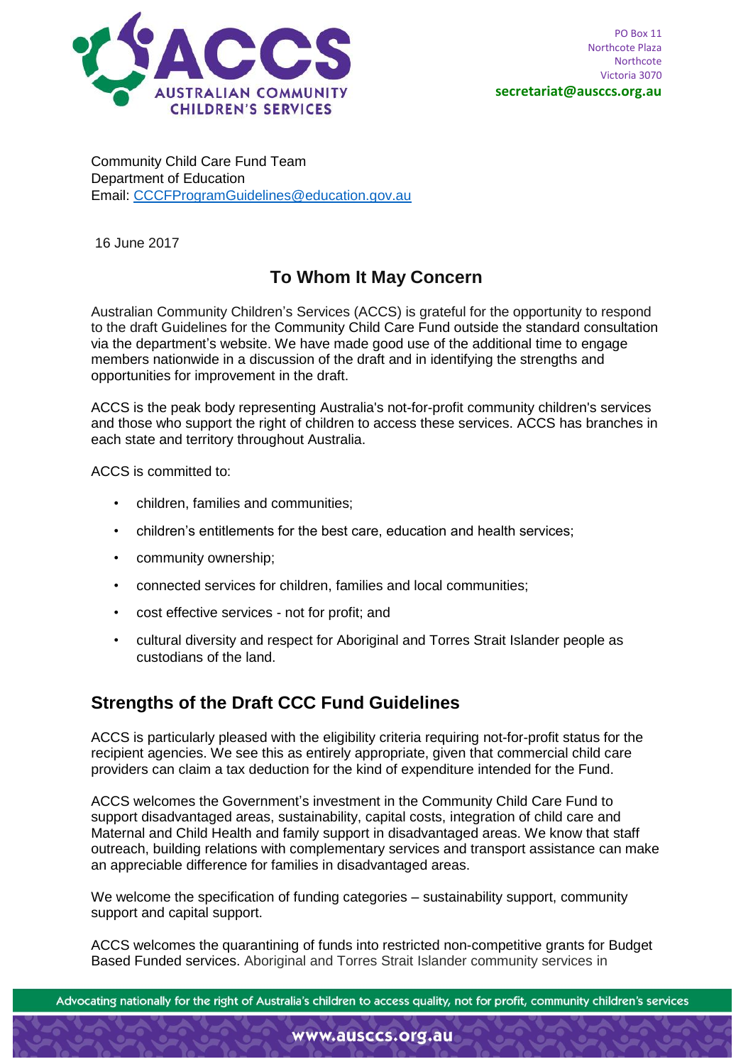PO Box 11
Northcote Plaza
Northcote
Victoria 3070
**secretariat@ausccs.org.au**

Community Child Care Fund Team
Department of Education
Email: CCCFProgramGuidelines@education.gov.au

16 June 2017

## To Whom It May Concern

Australian Community Children's Services (ACCS) is grateful for the opportunity to respond to the draft Guidelines for the Community Child Care Fund outside the standard consultation via the department's website. We have made good use of the additional time to engage members nationwide in a discussion of the draft and in identifying the strengths and opportunities for improvement in the draft.

ACCS is the peak body representing Australia's not-for-profit community children's services and those who support the right of children to access these services. ACCS has branches in each state and territory throughout Australia.

ACCS is committed to:

- children, families and communities;
- children's entitlements for the best care, education and health services;
- community ownership;
- connected services for children, families and local communities;
- cost effective services - not for profit; and
- cultural diversity and respect for Aboriginal and Torres Strait Islander people as custodians of the land.

## Strengths of the Draft CCC Fund Guidelines

ACCS is particularly pleased with the eligibility criteria requiring not-for-profit status for the recipient agencies. We see this as entirely appropriate, given that commercial child care providers can claim a tax deduction for the kind of expenditure intended for the Fund.

ACCS welcomes the Government's investment in the Community Child Care Fund to support disadvantaged areas, sustainability, capital costs, integration of child care and Maternal and Child Health and family support in disadvantaged areas. We know that staff outreach, building relations with complementary services and transport assistance can make an appreciable difference for families in disadvantaged areas.

We welcome the specification of funding categories – sustainability support, community support and capital support.

ACCS welcomes the quarantining of funds into restricted non-competitive grants for Budget Based Funded services. Aboriginal and Torres Strait Islander community services in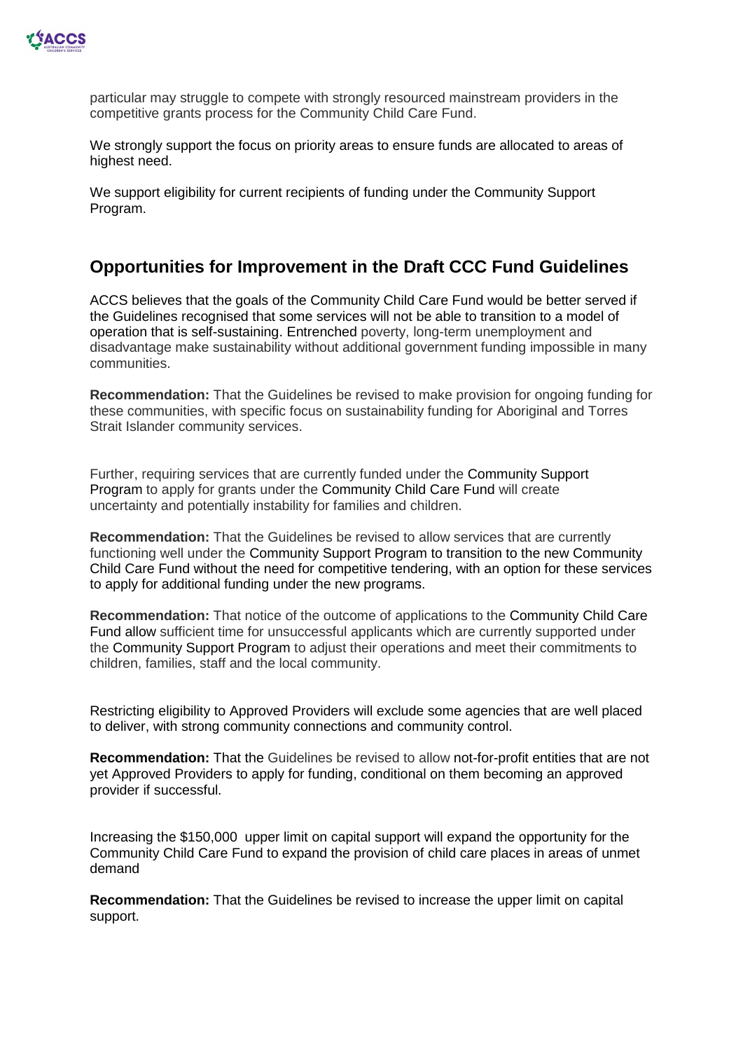particular may struggle to compete with strongly resourced mainstream providers in the competitive grants process for the Community Child Care Fund.

We strongly support the focus on priority areas to ensure funds are allocated to areas of highest need.

We support eligibility for current recipients of funding under the Community Support Program.

## Opportunities for Improvement in the Draft CCC Fund Guidelines

ACCS believes that the goals of the Community Child Care Fund would be better served if the Guidelines recognised that some services will not be able to transition to a model of operation that is self-sustaining. Entrenched poverty, long-term unemployment and disadvantage make sustainability without additional government funding impossible in many communities.

**Recommendation:** That the Guidelines be revised to make provision for ongoing funding for these communities, with specific focus on sustainability funding for Aboriginal and Torres Strait Islander community services.

Further, requiring services that are currently funded under the Community Support Program to apply for grants under the Community Child Care Fund will create uncertainty and potentially instability for families and children.

**Recommendation:** That the Guidelines be revised to allow services that are currently functioning well under the Community Support Program to transition to the new Community Child Care Fund without the need for competitive tendering, with an option for these services to apply for additional funding under the new programs.

**Recommendation:** That notice of the outcome of applications to the Community Child Care Fund allow sufficient time for unsuccessful applicants which are currently supported under the Community Support Program to adjust their operations and meet their commitments to children, families, staff and the local community.

Restricting eligibility to Approved Providers will exclude some agencies that are well placed to deliver, with strong community connections and community control.

**Recommendation:** That the Guidelines be revised to allow not-for-profit entities that are not yet Approved Providers to apply for funding, conditional on them becoming an approved provider if successful.

Increasing the $150,000 upper limit on capital support will expand the opportunity for the Community Child Care Fund to expand the provision of child care places in areas of unmet demand

**Recommendation:** That the Guidelines be revised to increase the upper limit on capital support.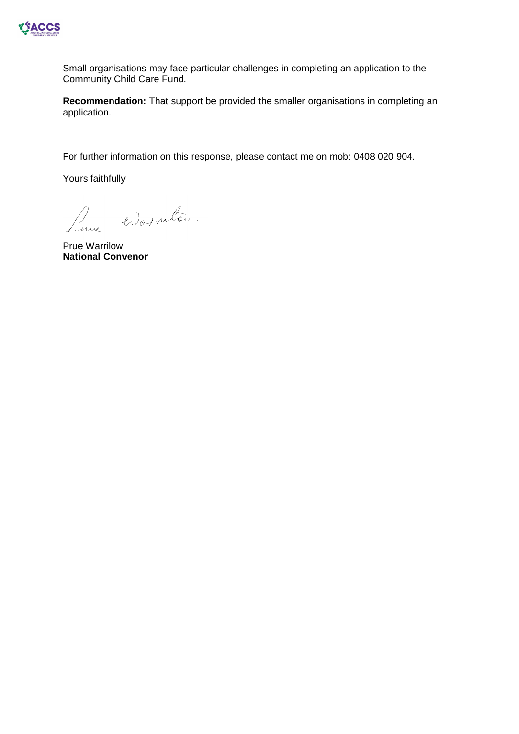Small organisations may face particular challenges in completing an application to the Community Child Care Fund.

**Recommendation:** That support be provided the smaller organisations in completing an application.

For further information on this response, please contact me on mob: 0408 020 904.

Yours faithfully

Prue Warrilow
**National Convenor**